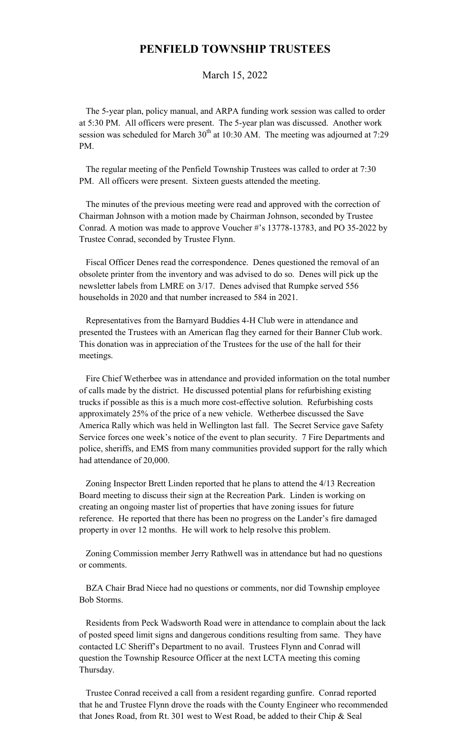# PENFIELD TOWNSHIP TRUSTEES

March 15, 2022

The 5-year plan, policy manual, and ARPA funding work session was called to order at 5:30 PM. All officers were present. The 5-year plan was discussed. Another work session was scheduled for March 30th at 10:30 AM. The meeting was adjourned at 7:29 PM.

The regular meeting of the Penfield Township Trustees was called to order at 7:30 PM. All officers were present. Sixteen guests attended the meeting.

The minutes of the previous meeting were read and approved with the correction of Chairman Johnson with a motion made by Chairman Johnson, seconded by Trustee Conrad. A motion was made to approve Voucher #'s 13778-13783, and PO 35-2022 by Trustee Conrad, seconded by Trustee Flynn.

Fiscal Officer Denes read the correspondence. Denes questioned the removal of an obsolete printer from the inventory and was advised to do so. Denes will pick up the newsletter labels from LMRE on 3/17. Denes advised that Rumpke served 556 households in 2020 and that number increased to 584 in 2021.

Representatives from the Barnyard Buddies 4-H Club were in attendance and presented the Trustees with an American flag they earned for their Banner Club work. This donation was in appreciation of the Trustees for the use of the hall for their meetings.

Fire Chief Wetherbee was in attendance and provided information on the total number of calls made by the district. He discussed potential plans for refurbishing existing trucks if possible as this is a much more cost-effective solution. Refurbishing costs approximately 25% of the price of a new vehicle. Wetherbee discussed the Save America Rally which was held in Wellington last fall. The Secret Service gave Safety Service forces one week's notice of the event to plan security. 7 Fire Departments and police, sheriffs, and EMS from many communities provided support for the rally which had attendance of 20,000.

Zoning Inspector Brett Linden reported that he plans to attend the 4/13 Recreation Board meeting to discuss their sign at the Recreation Park. Linden is working on creating an ongoing master list of properties that have zoning issues for future reference. He reported that there has been no progress on the Lander's fire damaged property in over 12 months. He will work to help resolve this problem.

Zoning Commission member Jerry Rathwell was in attendance but had no questions or comments.

BZA Chair Brad Niece had no questions or comments, nor did Township employee Bob Storms.

Residents from Peck Wadsworth Road were in attendance to complain about the lack of posted speed limit signs and dangerous conditions resulting from same. They have contacted LC Sheriff's Department to no avail. Trustees Flynn and Conrad will question the Township Resource Officer at the next LCTA meeting this coming Thursday.

Trustee Conrad received a call from a resident regarding gunfire. Conrad reported that he and Trustee Flynn drove the roads with the County Engineer who recommended that Jones Road, from Rt. 301 west to West Road, be added to their Chip & Seal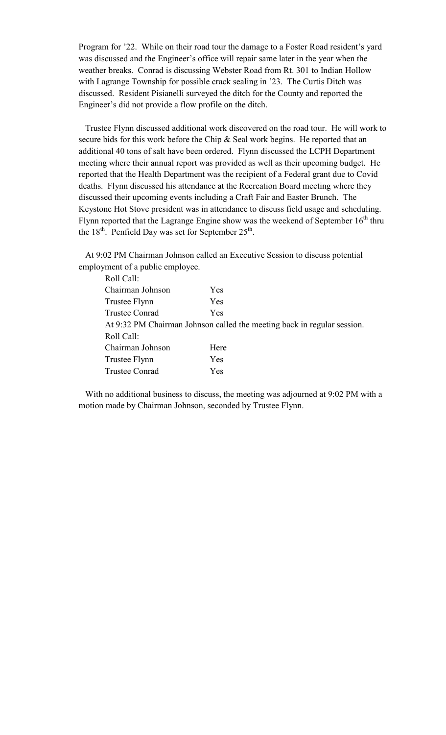Program for '22. While on their road tour the damage to a Foster Road resident's yard was discussed and the Engineer's office will repair same later in the year when the weather breaks. Conrad is discussing Webster Road from Rt. 301 to Indian Hollow with Lagrange Township for possible crack sealing in '23. The Curtis Ditch was discussed. Resident Pisianelli surveyed the ditch for the County and reported the Engineer's did not provide a flow profile on the ditch.

Trustee Flynn discussed additional work discovered on the road tour. He will work to secure bids for this work before the Chip & Seal work begins. He reported that an additional 40 tons of salt have been ordered. Flynn discussed the LCPH Department meeting where their annual report was provided as well as their upcoming budget. He reported that the Health Department was the recipient of a Federal grant due to Covid deaths. Flynn discussed his attendance at the Recreation Board meeting where they discussed their upcoming events including a Craft Fair and Easter Brunch. The Keystone Hot Stove president was in attendance to discuss field usage and scheduling. Flynn reported that the Lagrange Engine show was the weekend of September 16th thru the 18th. Penfield Day was set for September 25th.

At 9:02 PM Chairman Johnson called an Executive Session to discuss potential employment of a public employee.

Roll Call:

| | |
|---|---|
| Chairman Johnson | Yes |
| Trustee Flynn | Yes |
| Trustee Conrad | Yes |

At 9:32 PM Chairman Johnson called the meeting back in regular session.

Roll Call:

| | |
|---|---|
| Chairman Johnson | Here |
| Trustee Flynn | Yes |
| Trustee Conrad | Yes |

With no additional business to discuss, the meeting was adjourned at 9:02 PM with a motion made by Chairman Johnson, seconded by Trustee Flynn.